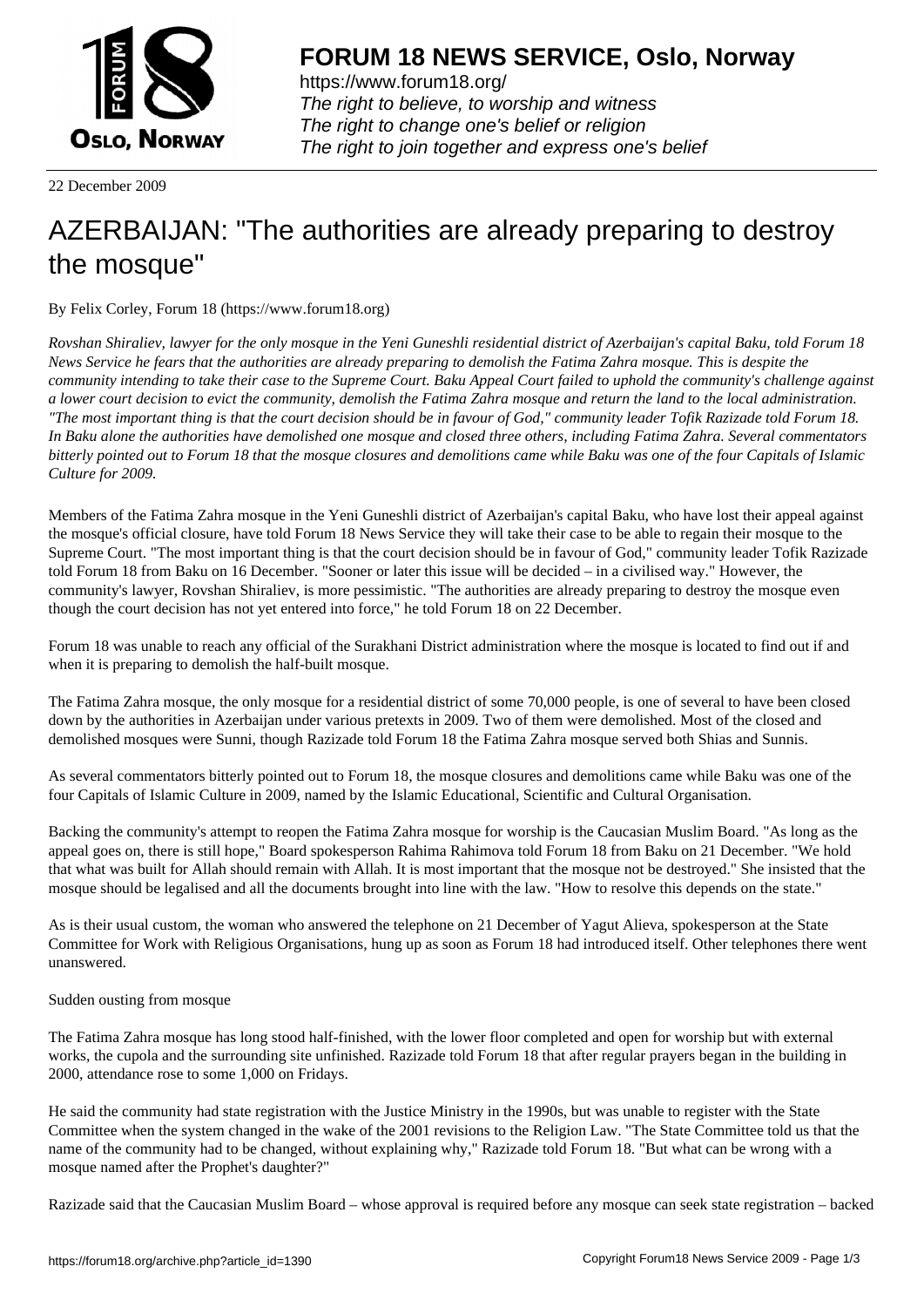# FORUM 18 NEWS SERVICE, Oslo, Norway

https://www.forum18.org/
*The right to believe, to worship and witness*
*The right to change one's belief or religion*
*The right to join together and express one's belief*

22 December 2009

# AZERBAIJAN: "The authorities are already preparing to destroy the mosque"

By Felix Corley, Forum 18 (https://www.forum18.org)

*Rovshan Shiraliev, lawyer for the only mosque in the Yeni Guneshli residential district of Azerbaijan's capital Baku, told Forum 18 News Service he fears that the authorities are already preparing to demolish the Fatima Zahra mosque. This is despite the community intending to take their case to the Supreme Court. Baku Appeal Court failed to uphold the community's challenge against a lower court decision to evict the community, demolish the Fatima Zahra mosque and return the land to the local administration. "The most important thing is that the court decision should be in favour of God," community leader Tofik Razizade told Forum 18. In Baku alone the authorities have demolished one mosque and closed three others, including Fatima Zahra. Several commentators bitterly pointed out to Forum 18 that the mosque closures and demolitions came while Baku was one of the four Capitals of Islamic Culture for 2009.*

Members of the Fatima Zahra mosque in the Yeni Guneshli district of Azerbaijan's capital Baku, who have lost their appeal against the mosque's official closure, have told Forum 18 News Service they will take their case to be able to regain their mosque to the Supreme Court. "The most important thing is that the court decision should be in favour of God," community leader Tofik Razizade told Forum 18 from Baku on 16 December. "Sooner or later this issue will be decided – in a civilised way." However, the community's lawyer, Rovshan Shiraliev, is more pessimistic. "The authorities are already preparing to destroy the mosque even though the court decision has not yet entered into force," he told Forum 18 on 22 December.

Forum 18 was unable to reach any official of the Surakhani District administration where the mosque is located to find out if and when it is preparing to demolish the half-built mosque.

The Fatima Zahra mosque, the only mosque for a residential district of some 70,000 people, is one of several to have been closed down by the authorities in Azerbaijan under various pretexts in 2009. Two of them were demolished. Most of the closed and demolished mosques were Sunni, though Razizade told Forum 18 the Fatima Zahra mosque served both Shias and Sunnis.

As several commentators bitterly pointed out to Forum 18, the mosque closures and demolitions came while Baku was one of the four Capitals of Islamic Culture in 2009, named by the Islamic Educational, Scientific and Cultural Organisation.

Backing the community's attempt to reopen the Fatima Zahra mosque for worship is the Caucasian Muslim Board. "As long as the appeal goes on, there is still hope," Board spokesperson Rahima Rahimova told Forum 18 from Baku on 21 December. "We hold that what was built for Allah should remain with Allah. It is most important that the mosque not be destroyed." She insisted that the mosque should be legalised and all the documents brought into line with the law. "How to resolve this depends on the state."

As is their usual custom, the woman who answered the telephone on 21 December of Yagut Alieva, spokesperson at the State Committee for Work with Religious Organisations, hung up as soon as Forum 18 had introduced itself. Other telephones there went unanswered.

## Sudden ousting from mosque

The Fatima Zahra mosque has long stood half-finished, with the lower floor completed and open for worship but with external works, the cupola and the surrounding site unfinished. Razizade told Forum 18 that after regular prayers began in the building in 2000, attendance rose to some 1,000 on Fridays.

He said the community had state registration with the Justice Ministry in the 1990s, but was unable to register with the State Committee when the system changed in the wake of the 2001 revisions to the Religion Law. "The State Committee told us that the name of the community had to be changed, without explaining why," Razizade told Forum 18. "But what can be wrong with a mosque named after the Prophet's daughter?"

Razizade said that the Caucasian Muslim Board – whose approval is required before any mosque can seek state registration – backed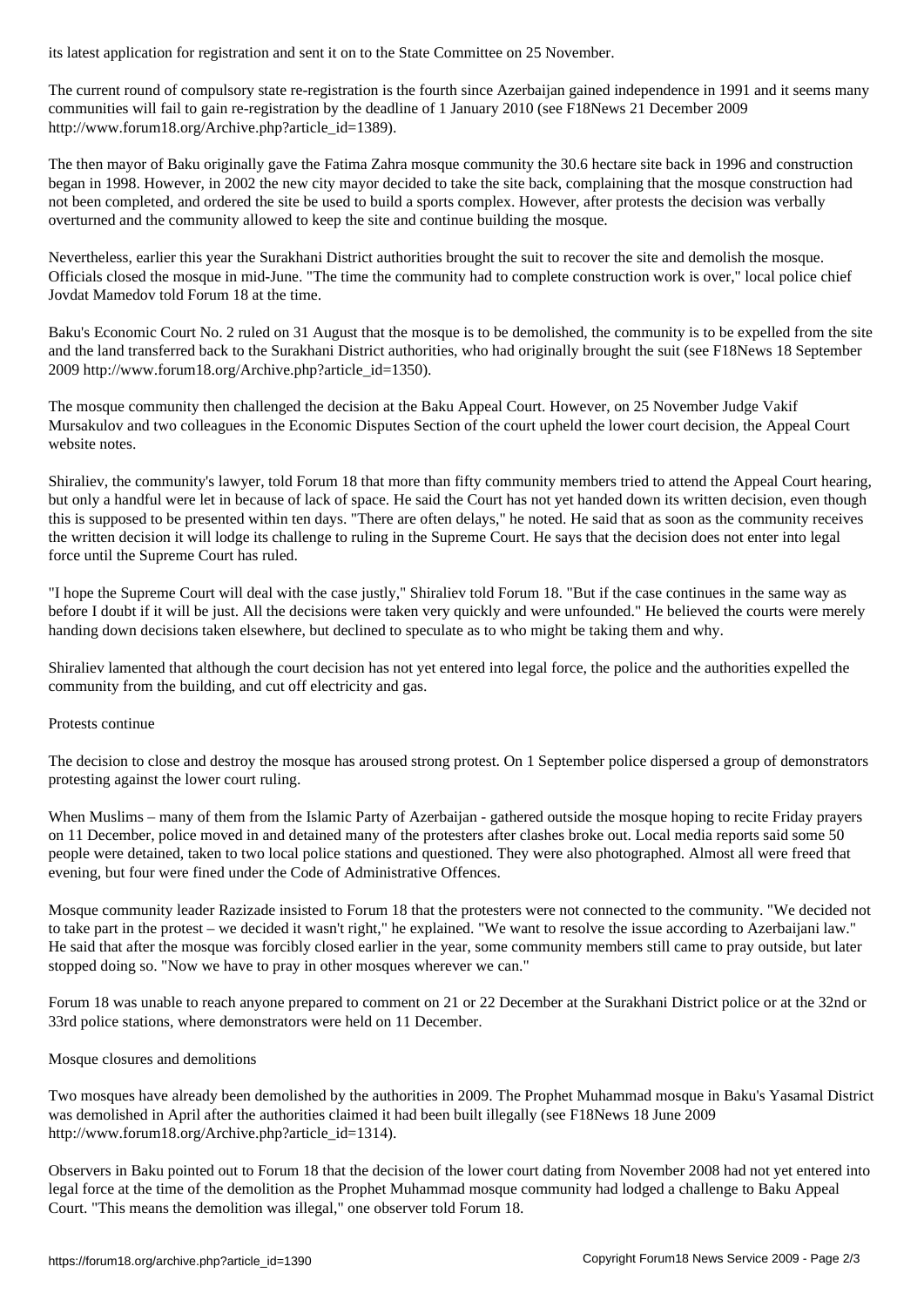its latest application for registration and sent it on to the State Committee on 25 November.

The current round of compulsory state re-registration is the fourth since Azerbaijan gained independence in 1991 and it seems many communities will fail to gain re-registration by the deadline of 1 January 2010 (see F18News 21 December 2009 http://www.forum18.org/Archive.php?article_id=1389).

The then mayor of Baku originally gave the Fatima Zahra mosque community the 30.6 hectare site back in 1996 and construction began in 1998. However, in 2002 the new city mayor decided to take the site back, complaining that the mosque construction had not been completed, and ordered the site be used to build a sports complex. However, after protests the decision was verbally overturned and the community allowed to keep the site and continue building the mosque.

Nevertheless, earlier this year the Surakhani District authorities brought the suit to recover the site and demolish the mosque. Officials closed the mosque in mid-June. "The time the community had to complete construction work is over," local police chief Jovdat Mamedov told Forum 18 at the time.

Baku's Economic Court No. 2 ruled on 31 August that the mosque is to be demolished, the community is to be expelled from the site and the land transferred back to the Surakhani District authorities, who had originally brought the suit (see F18News 18 September 2009 http://www.forum18.org/Archive.php?article_id=1350).

The mosque community then challenged the decision at the Baku Appeal Court. However, on 25 November Judge Vakif Mursakulov and two colleagues in the Economic Disputes Section of the court upheld the lower court decision, the Appeal Court website notes.

Shiraliev, the community's lawyer, told Forum 18 that more than fifty community members tried to attend the Appeal Court hearing, but only a handful were let in because of lack of space. He said the Court has not yet handed down its written decision, even though this is supposed to be presented within ten days. "There are often delays," he noted. He said that as soon as the community receives the written decision it will lodge its challenge to ruling in the Supreme Court. He says that the decision does not enter into legal force until the Supreme Court has ruled.

"I hope the Supreme Court will deal with the case justly," Shiraliev told Forum 18. "But if the case continues in the same way as before I doubt if it will be just. All the decisions were taken very quickly and were unfounded." He believed the courts were merely handing down decisions taken elsewhere, but declined to speculate as to who might be taking them and why.

Shiraliev lamented that although the court decision has not yet entered into legal force, the police and the authorities expelled the community from the building, and cut off electricity and gas.

## Protests continue

The decision to close and destroy the mosque has aroused strong protest. On 1 September police dispersed a group of demonstrators protesting against the lower court ruling.

When Muslims – many of them from the Islamic Party of Azerbaijan - gathered outside the mosque hoping to recite Friday prayers on 11 December, police moved in and detained many of the protesters after clashes broke out. Local media reports said some 50 people were detained, taken to two local police stations and questioned. They were also photographed. Almost all were freed that evening, but four were fined under the Code of Administrative Offences.

Mosque community leader Razizade insisted to Forum 18 that the protesters were not connected to the community. "We decided not to take part in the protest – we decided it wasn't right," he explained. "We want to resolve the issue according to Azerbaijani law." He said that after the mosque was forcibly closed earlier in the year, some community members still came to pray outside, but later stopped doing so. "Now we have to pray in other mosques wherever we can."

Forum 18 was unable to reach anyone prepared to comment on 21 or 22 December at the Surakhani District police or at the 32nd or 33rd police stations, where demonstrators were held on 11 December.

## Mosque closures and demolitions

Two mosques have already been demolished by the authorities in 2009. The Prophet Muhammad mosque in Baku's Yasamal District was demolished in April after the authorities claimed it had been built illegally (see F18News 18 June 2009 http://www.forum18.org/Archive.php?article_id=1314).

Observers in Baku pointed out to Forum 18 that the decision of the lower court dating from November 2008 had not yet entered into legal force at the time of the demolition as the Prophet Muhammad mosque community had lodged a challenge to Baku Appeal Court. "This means the demolition was illegal," one observer told Forum 18.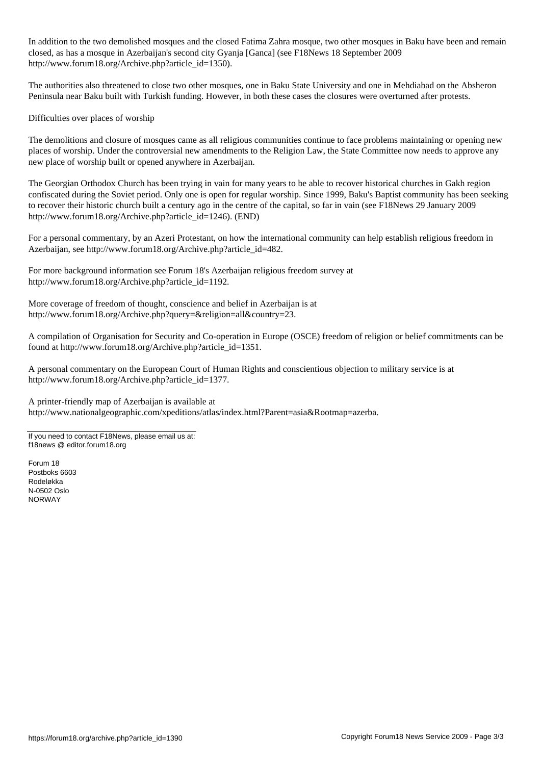In addition to the two demolished mosques and the closed Fatima Zahra mosque, two other mosques in Baku have been and remain closed, as has a mosque in Azerbaijan's second city Gyanja [Ganca] (see F18News 18 September 2009 http://www.forum18.org/Archive.php?article_id=1350).

The authorities also threatened to close two other mosques, one in Baku State University and one in Mehdiabad on the Absheron Peninsula near Baku built with Turkish funding. However, in both these cases the closures were overturned after protests.

Difficulties over places of worship

The demolitions and closure of mosques came as all religious communities continue to face problems maintaining or opening new places of worship. Under the controversial new amendments to the Religion Law, the State Committee now needs to approve any new place of worship built or opened anywhere in Azerbaijan.

The Georgian Orthodox Church has been trying in vain for many years to be able to recover historical churches in Gakh region confiscated during the Soviet period. Only one is open for regular worship. Since 1999, Baku's Baptist community has been seeking to recover their historic church built a century ago in the centre of the capital, so far in vain (see F18News 29 January 2009 http://www.forum18.org/Archive.php?article_id=1246). (END)

For a personal commentary, by an Azeri Protestant, on how the international community can help establish religious freedom in Azerbaijan, see http://www.forum18.org/Archive.php?article_id=482.

For more background information see Forum 18's Azerbaijan religious freedom survey at http://www.forum18.org/Archive.php?article_id=1192.

More coverage of freedom of thought, conscience and belief in Azerbaijan is at http://www.forum18.org/Archive.php?query=&religion=all&country=23.

A compilation of Organisation for Security and Co-operation in Europe (OSCE) freedom of religion or belief commitments can be found at http://www.forum18.org/Archive.php?article_id=1351.

A personal commentary on the European Court of Human Rights and conscientious objection to military service is at http://www.forum18.org/Archive.php?article_id=1377.

A printer-friendly map of Azerbaijan is available at http://www.nationalgeographic.com/xpeditions/atlas/index.html?Parent=asia&Rootmap=azerba.

If you need to contact F18News, please email us at:
f18news @ editor.forum18.org

Forum 18
Postboks 6603
Rodeløkka
N-0502 Oslo
NORWAY